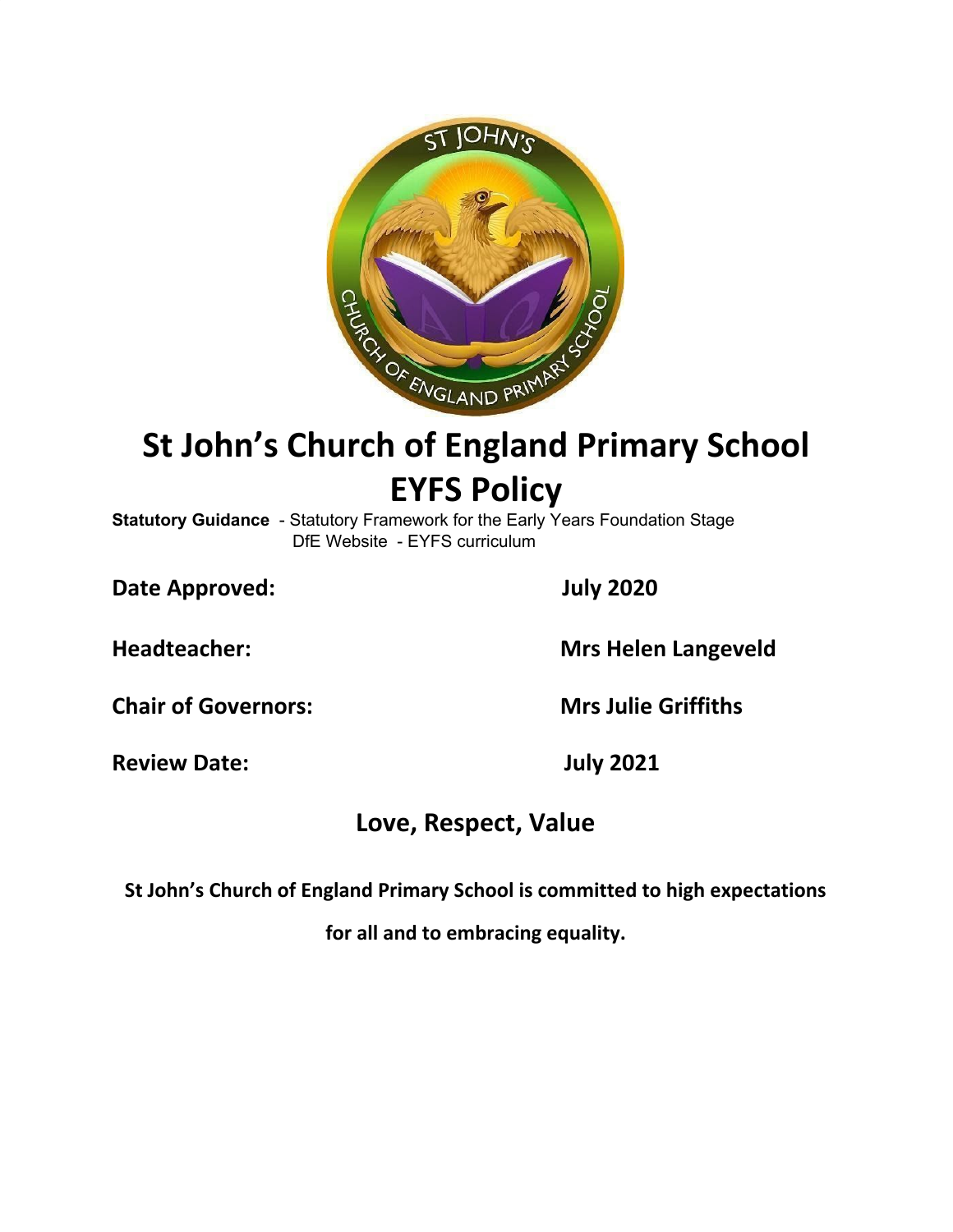# St John's Church of England Primary School EYFS Policy

**Statutory Guidance** - Statutory Framework for the Early Years Foundation Stage
DfE Website - EYFS curriculum

| | |
|---|---|
| **Date Approved:** | **July 2020** |
| **Headteacher:** | **Mrs Helen Langeveld** |
| **Chair of Governors:** | **Mrs Julie Griffiths** |
| **Review Date:** | **July 2021** |

## Love, Respect, Value

**St John's Church of England Primary School is committed to high expectations for all and to embracing equality.**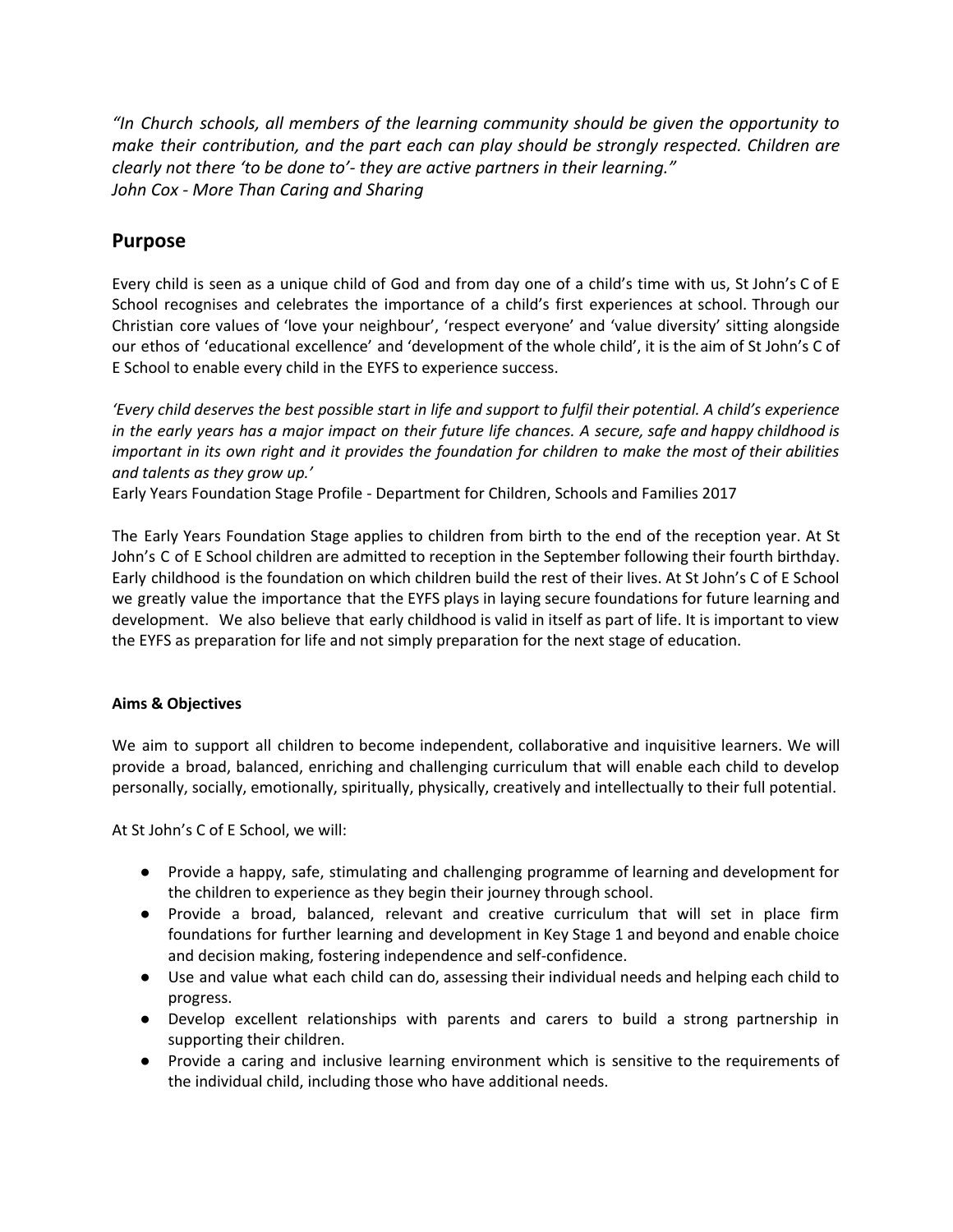*"In Church schools, all members of the learning community should be given the opportunity to make their contribution, and the part each can play should be strongly respected. Children are clearly not there 'to be done to'- they are active partners in their learning."*
*John Cox - More Than Caring and Sharing*

## Purpose

Every child is seen as a unique child of God and from day one of a child's time with us, St John's C of E School recognises and celebrates the importance of a child's first experiences at school. Through our Christian core values of 'love your neighbour', 'respect everyone' and 'value diversity' sitting alongside our ethos of 'educational excellence' and 'development of the whole child', it is the aim of St John's C of E School to enable every child in the EYFS to experience success.

*'Every child deserves the best possible start in life and support to fulfil their potential. A child's experience in the early years has a major impact on their future life chances. A secure, safe and happy childhood is important in its own right and it provides the foundation for children to make the most of their abilities and talents as they grow up.'*
Early Years Foundation Stage Profile - Department for Children, Schools and Families 2017

The Early Years Foundation Stage applies to children from birth to the end of the reception year. At St John's C of E School children are admitted to reception in the September following their fourth birthday. Early childhood is the foundation on which children build the rest of their lives. At St John's C of E School we greatly value the importance that the EYFS plays in laying secure foundations for future learning and development. We also believe that early childhood is valid in itself as part of life. It is important to view the EYFS as preparation for life and not simply preparation for the next stage of education.

**Aims & Objectives**

We aim to support all children to become independent, collaborative and inquisitive learners. We will provide a broad, balanced, enriching and challenging curriculum that will enable each child to develop personally, socially, emotionally, spiritually, physically, creatively and intellectually to their full potential.

At St John's C of E School, we will:

- Provide a happy, safe, stimulating and challenging programme of learning and development for the children to experience as they begin their journey through school.
- Provide a broad, balanced, relevant and creative curriculum that will set in place firm foundations for further learning and development in Key Stage 1 and beyond and enable choice and decision making, fostering independence and self-confidence.
- Use and value what each child can do, assessing their individual needs and helping each child to progress.
- Develop excellent relationships with parents and carers to build a strong partnership in supporting their children.
- Provide a caring and inclusive learning environment which is sensitive to the requirements of the individual child, including those who have additional needs.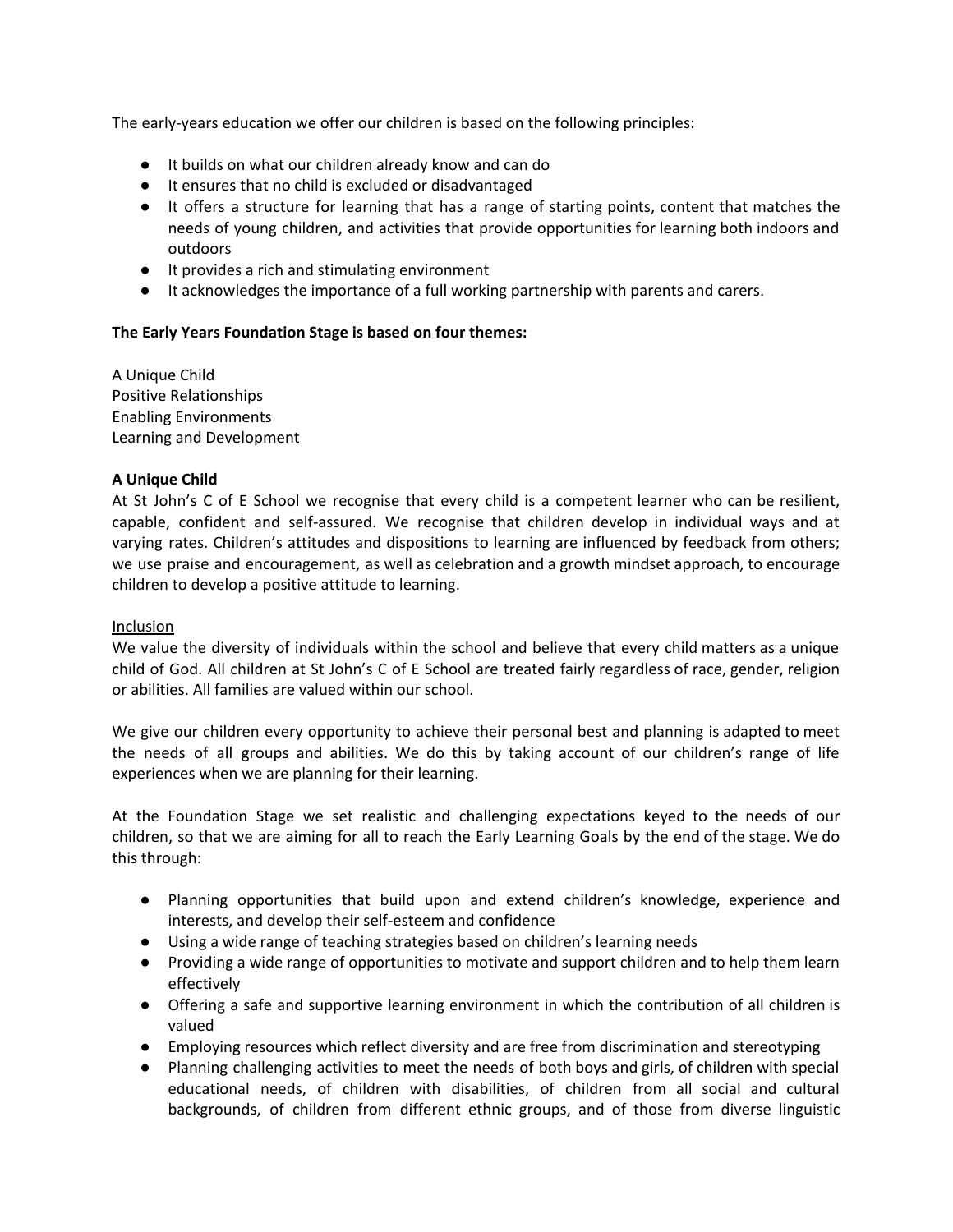The early-years education we offer our children is based on the following principles:

- It builds on what our children already know and can do
- It ensures that no child is excluded or disadvantaged
- It offers a structure for learning that has a range of starting points, content that matches the needs of young children, and activities that provide opportunities for learning both indoors and outdoors
- It provides a rich and stimulating environment
- It acknowledges the importance of a full working partnership with parents and carers.

**The Early Years Foundation Stage is based on four themes:**

A Unique Child
Positive Relationships
Enabling Environments
Learning and Development

**A Unique Child**
At St John's C of E School we recognise that every child is a competent learner who can be resilient, capable, confident and self-assured. We recognise that children develop in individual ways and at varying rates. Children's attitudes and dispositions to learning are influenced by feedback from others; we use praise and encouragement, as well as celebration and a growth mindset approach, to encourage children to develop a positive attitude to learning.

<u>Inclusion</u>
We value the diversity of individuals within the school and believe that every child matters as a unique child of God. All children at St John's C of E School are treated fairly regardless of race, gender, religion or abilities. All families are valued within our school.

We give our children every opportunity to achieve their personal best and planning is adapted to meet the needs of all groups and abilities. We do this by taking account of our children's range of life experiences when we are planning for their learning.

At the Foundation Stage we set realistic and challenging expectations keyed to the needs of our children, so that we are aiming for all to reach the Early Learning Goals by the end of the stage. We do this through:

- Planning opportunities that build upon and extend children's knowledge, experience and interests, and develop their self-esteem and confidence
- Using a wide range of teaching strategies based on children's learning needs
- Providing a wide range of opportunities to motivate and support children and to help them learn effectively
- Offering a safe and supportive learning environment in which the contribution of all children is valued
- Employing resources which reflect diversity and are free from discrimination and stereotyping
- Planning challenging activities to meet the needs of both boys and girls, of children with special educational needs, of children with disabilities, of children from all social and cultural backgrounds, of children from different ethnic groups, and of those from diverse linguistic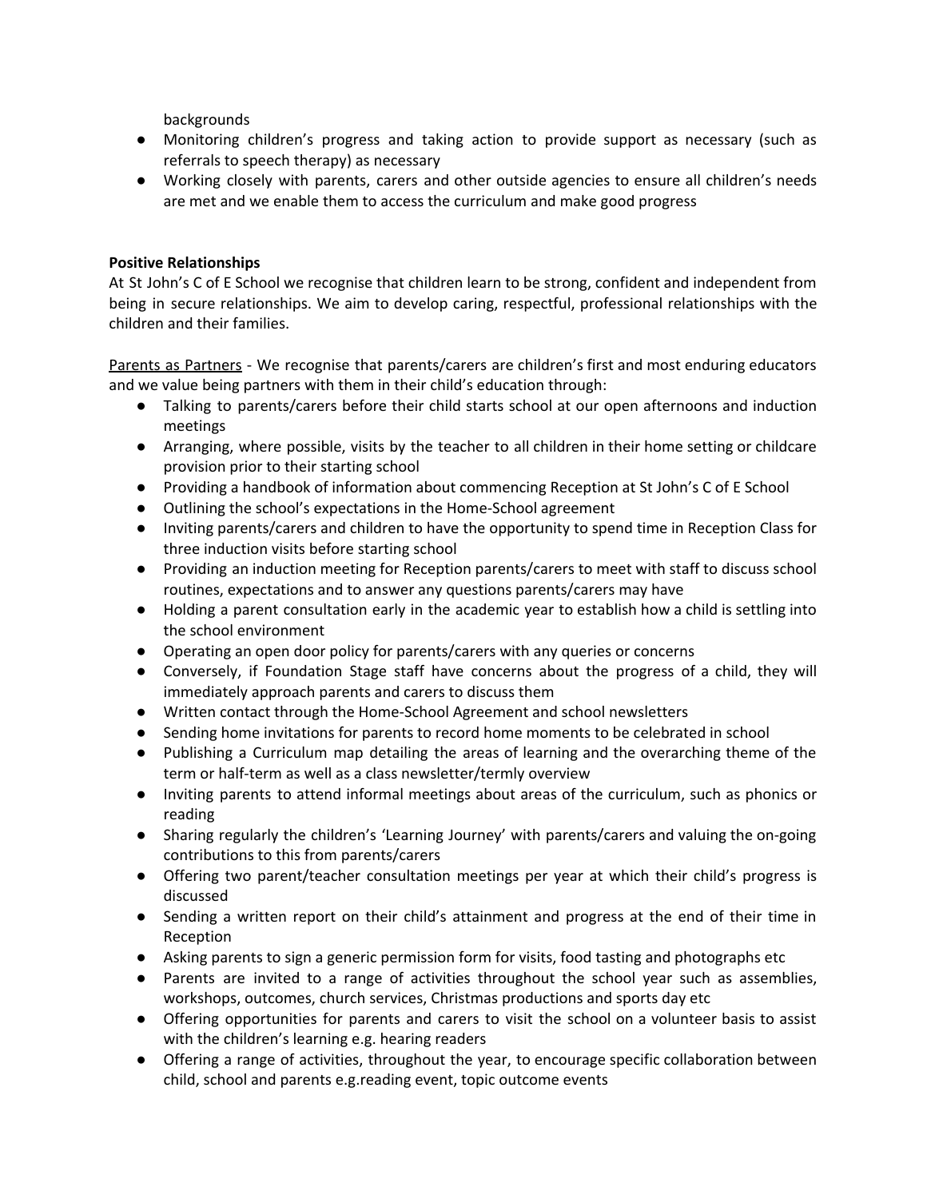backgrounds

- Monitoring children's progress and taking action to provide support as necessary (such as referrals to speech therapy) as necessary
- Working closely with parents, carers and other outside agencies to ensure all children's needs are met and we enable them to access the curriculum and make good progress

**Positive Relationships**

At St John's C of E School we recognise that children learn to be strong, confident and independent from being in secure relationships. We aim to develop caring, respectful, professional relationships with the children and their families.

<u>Parents as Partners</u> - We recognise that parents/carers are children's first and most enduring educators and we value being partners with them in their child's education through:

- Talking to parents/carers before their child starts school at our open afternoons and induction meetings
- Arranging, where possible, visits by the teacher to all children in their home setting or childcare provision prior to their starting school
- Providing a handbook of information about commencing Reception at St John's C of E School
- Outlining the school's expectations in the Home-School agreement
- Inviting parents/carers and children to have the opportunity to spend time in Reception Class for three induction visits before starting school
- Providing an induction meeting for Reception parents/carers to meet with staff to discuss school routines, expectations and to answer any questions parents/carers may have
- Holding a parent consultation early in the academic year to establish how a child is settling into the school environment
- Operating an open door policy for parents/carers with any queries or concerns
- Conversely, if Foundation Stage staff have concerns about the progress of a child, they will immediately approach parents and carers to discuss them
- Written contact through the Home-School Agreement and school newsletters
- Sending home invitations for parents to record home moments to be celebrated in school
- Publishing a Curriculum map detailing the areas of learning and the overarching theme of the term or half-term as well as a class newsletter/termly overview
- Inviting parents to attend informal meetings about areas of the curriculum, such as phonics or reading
- Sharing regularly the children's 'Learning Journey' with parents/carers and valuing the on-going contributions to this from parents/carers
- Offering two parent/teacher consultation meetings per year at which their child's progress is discussed
- Sending a written report on their child's attainment and progress at the end of their time in Reception
- Asking parents to sign a generic permission form for visits, food tasting and photographs etc
- Parents are invited to a range of activities throughout the school year such as assemblies, workshops, outcomes, church services, Christmas productions and sports day etc
- Offering opportunities for parents and carers to visit the school on a volunteer basis to assist with the children's learning e.g. hearing readers
- Offering a range of activities, throughout the year, to encourage specific collaboration between child, school and parents e.g.reading event, topic outcome events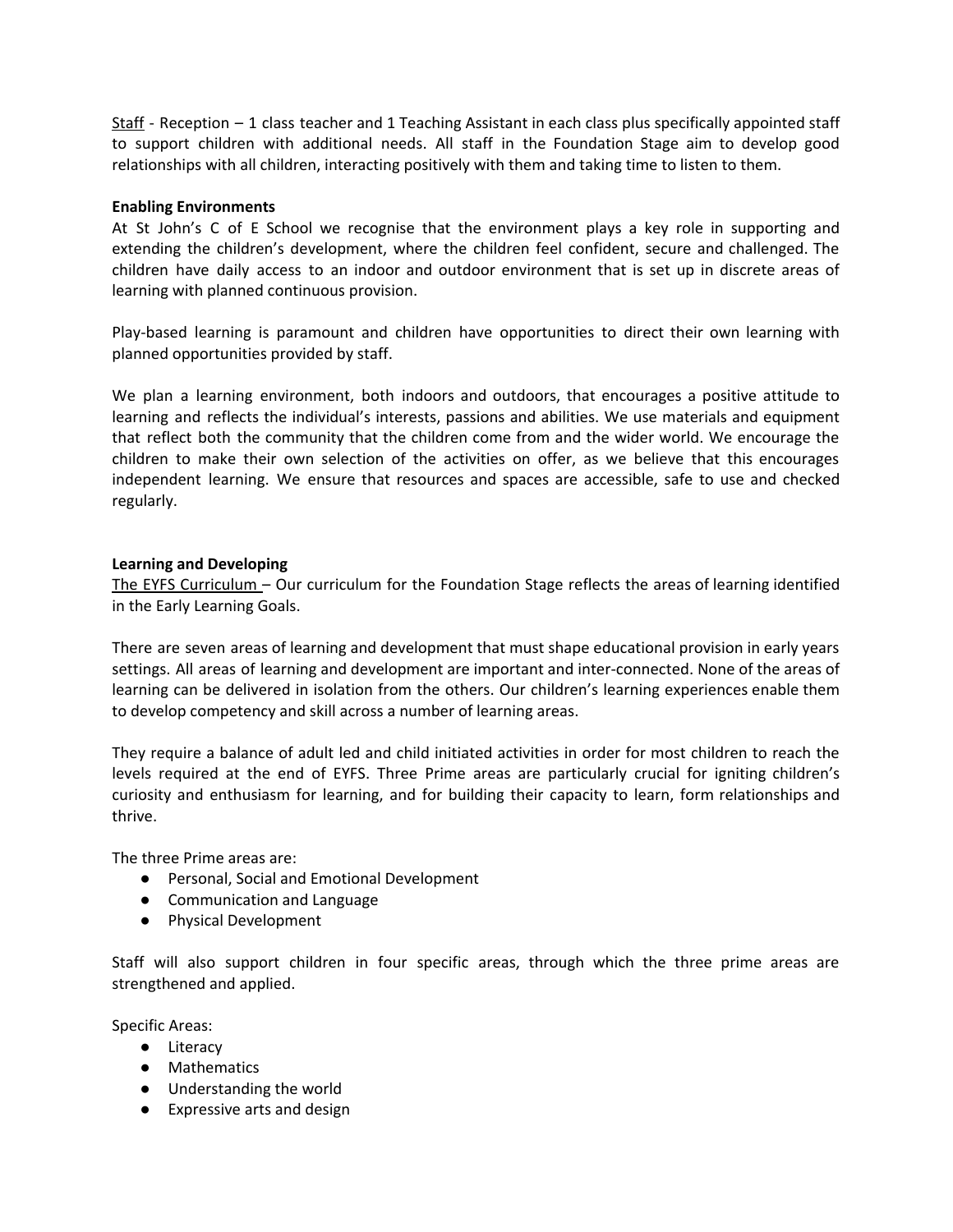Staff - Reception – 1 class teacher and 1 Teaching Assistant in each class plus specifically appointed staff to support children with additional needs. All staff in the Foundation Stage aim to develop good relationships with all children, interacting positively with them and taking time to listen to them.

**Enabling Environments**

At St John's C of E School we recognise that the environment plays a key role in supporting and extending the children's development, where the children feel confident, secure and challenged. The children have daily access to an indoor and outdoor environment that is set up in discrete areas of learning with planned continuous provision.

Play-based learning is paramount and children have opportunities to direct their own learning with planned opportunities provided by staff.

We plan a learning environment, both indoors and outdoors, that encourages a positive attitude to learning and reflects the individual's interests, passions and abilities. We use materials and equipment that reflect both the community that the children come from and the wider world. We encourage the children to make their own selection of the activities on offer, as we believe that this encourages independent learning. We ensure that resources and spaces are accessible, safe to use and checked regularly.

**Learning and Developing**

The EYFS Curriculum – Our curriculum for the Foundation Stage reflects the areas of learning identified in the Early Learning Goals.

There are seven areas of learning and development that must shape educational provision in early years settings. All areas of learning and development are important and inter-connected. None of the areas of learning can be delivered in isolation from the others. Our children's learning experiences enable them to develop competency and skill across a number of learning areas.

They require a balance of adult led and child initiated activities in order for most children to reach the levels required at the end of EYFS. Three Prime areas are particularly crucial for igniting children's curiosity and enthusiasm for learning, and for building their capacity to learn, form relationships and thrive.

The three Prime areas are:

- Personal, Social and Emotional Development
- Communication and Language
- Physical Development

Staff will also support children in four specific areas, through which the three prime areas are strengthened and applied.

Specific Areas:

- Literacy
- Mathematics
- Understanding the world
- Expressive arts and design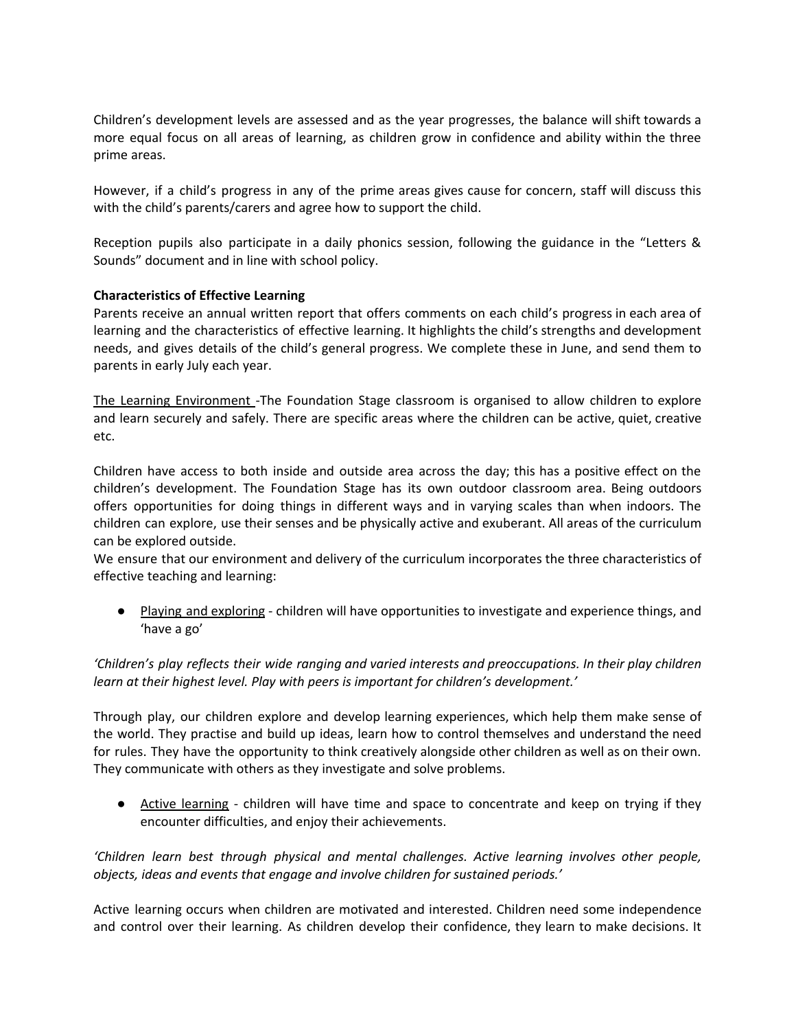Children's development levels are assessed and as the year progresses, the balance will shift towards a more equal focus on all areas of learning, as children grow in confidence and ability within the three prime areas.

However, if a child's progress in any of the prime areas gives cause for concern, staff will discuss this with the child's parents/carers and agree how to support the child.

Reception pupils also participate in a daily phonics session, following the guidance in the "Letters & Sounds" document and in line with school policy.

**Characteristics of Effective Learning**

Parents receive an annual written report that offers comments on each child's progress in each area of learning and the characteristics of effective learning. It highlights the child's strengths and development needs, and gives details of the child's general progress. We complete these in June, and send them to parents in early July each year.

<u>The Learning Environment</u> -The Foundation Stage classroom is organised to allow children to explore and learn securely and safely. There are specific areas where the children can be active, quiet, creative etc.

Children have access to both inside and outside area across the day; this has a positive effect on the children's development. The Foundation Stage has its own outdoor classroom area. Being outdoors offers opportunities for doing things in different ways and in varying scales than when indoors. The children can explore, use their senses and be physically active and exuberant. All areas of the curriculum can be explored outside.

We ensure that our environment and delivery of the curriculum incorporates the three characteristics of effective teaching and learning:

- <u>Playing and exploring</u> - children will have opportunities to investigate and experience things, and 'have a go'

*'Children's play reflects their wide ranging and varied interests and preoccupations. In their play children learn at their highest level. Play with peers is important for children's development.'*

Through play, our children explore and develop learning experiences, which help them make sense of the world. They practise and build up ideas, learn how to control themselves and understand the need for rules. They have the opportunity to think creatively alongside other children as well as on their own. They communicate with others as they investigate and solve problems.

- <u>Active learning</u> - children will have time and space to concentrate and keep on trying if they encounter difficulties, and enjoy their achievements.

*'Children learn best through physical and mental challenges. Active learning involves other people, objects, ideas and events that engage and involve children for sustained periods.'*

Active learning occurs when children are motivated and interested. Children need some independence and control over their learning. As children develop their confidence, they learn to make decisions. It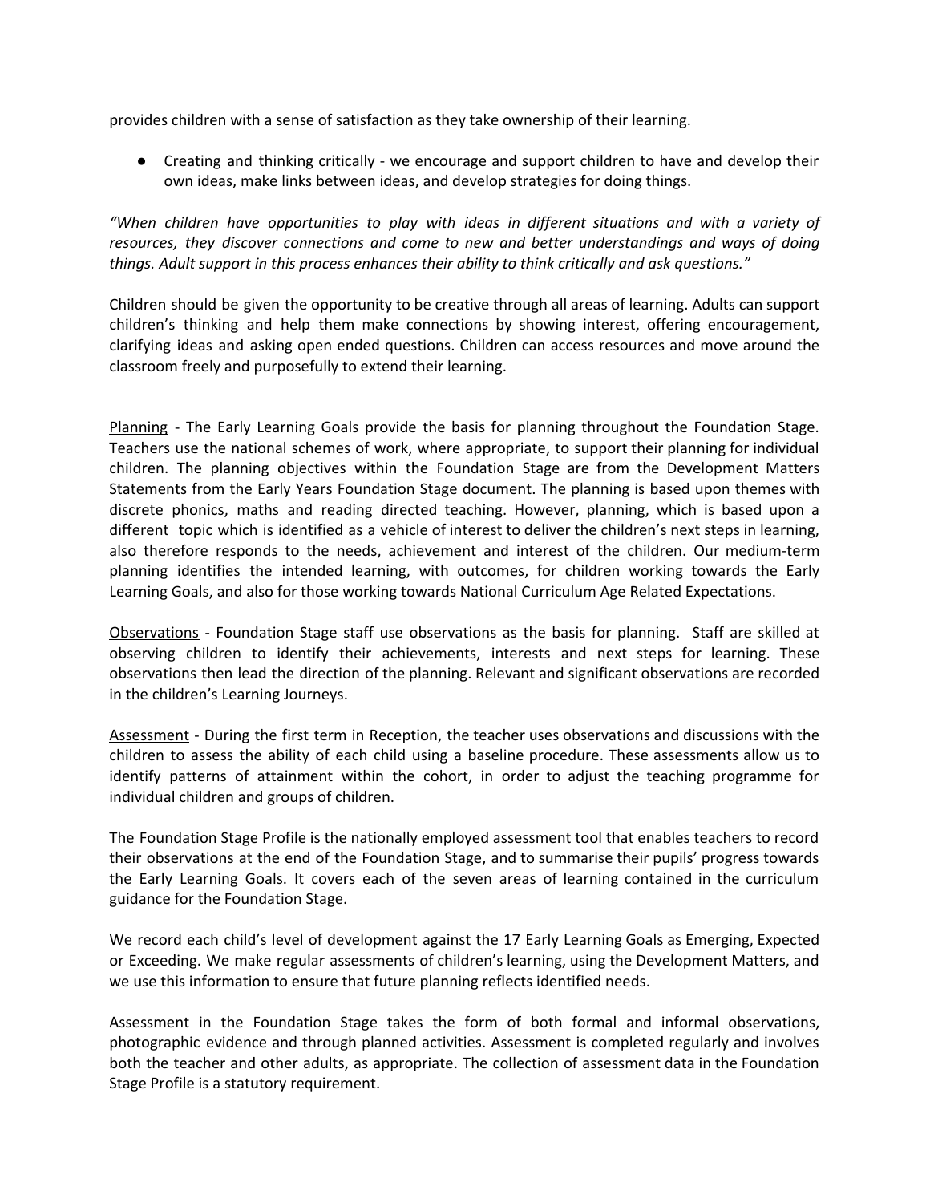provides children with a sense of satisfaction as they take ownership of their learning.

- <u>Creating and thinking critically</u> - we encourage and support children to have and develop their own ideas, make links between ideas, and develop strategies for doing things.

*"When children have opportunities to play with ideas in different situations and with a variety of resources, they discover connections and come to new and better understandings and ways of doing things. Adult support in this process enhances their ability to think critically and ask questions."*

Children should be given the opportunity to be creative through all areas of learning. Adults can support children's thinking and help them make connections by showing interest, offering encouragement, clarifying ideas and asking open ended questions. Children can access resources and move around the classroom freely and purposefully to extend their learning.

<u>Planning</u> - The Early Learning Goals provide the basis for planning throughout the Foundation Stage. Teachers use the national schemes of work, where appropriate, to support their planning for individual children. The planning objectives within the Foundation Stage are from the Development Matters Statements from the Early Years Foundation Stage document. The planning is based upon themes with discrete phonics, maths and reading directed teaching. However, planning, which is based upon a different topic which is identified as a vehicle of interest to deliver the children's next steps in learning, also therefore responds to the needs, achievement and interest of the children. Our medium-term planning identifies the intended learning, with outcomes, for children working towards the Early Learning Goals, and also for those working towards National Curriculum Age Related Expectations.

<u>Observations</u> - Foundation Stage staff use observations as the basis for planning. Staff are skilled at observing children to identify their achievements, interests and next steps for learning. These observations then lead the direction of the planning. Relevant and significant observations are recorded in the children's Learning Journeys.

<u>Assessment</u> - During the first term in Reception, the teacher uses observations and discussions with the children to assess the ability of each child using a baseline procedure. These assessments allow us to identify patterns of attainment within the cohort, in order to adjust the teaching programme for individual children and groups of children.

The Foundation Stage Profile is the nationally employed assessment tool that enables teachers to record their observations at the end of the Foundation Stage, and to summarise their pupils' progress towards the Early Learning Goals. It covers each of the seven areas of learning contained in the curriculum guidance for the Foundation Stage.

We record each child's level of development against the 17 Early Learning Goals as Emerging, Expected or Exceeding. We make regular assessments of children's learning, using the Development Matters, and we use this information to ensure that future planning reflects identified needs.

Assessment in the Foundation Stage takes the form of both formal and informal observations, photographic evidence and through planned activities. Assessment is completed regularly and involves both the teacher and other adults, as appropriate. The collection of assessment data in the Foundation Stage Profile is a statutory requirement.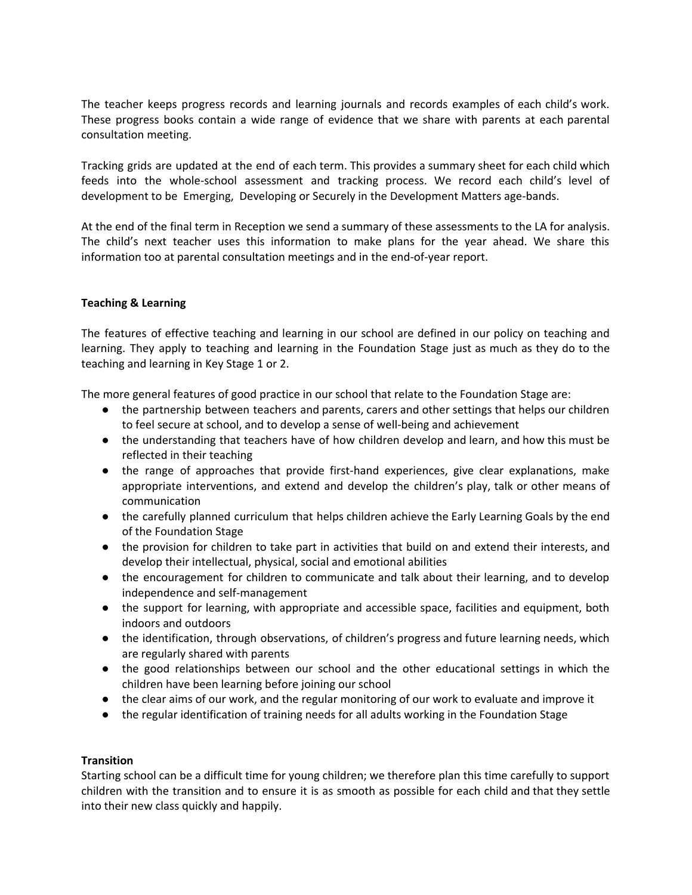The teacher keeps progress records and learning journals and records examples of each child's work. These progress books contain a wide range of evidence that we share with parents at each parental consultation meeting.

Tracking grids are updated at the end of each term. This provides a summary sheet for each child which feeds into the whole-school assessment and tracking process. We record each child's level of development to be Emerging, Developing or Securely in the Development Matters age-bands.

At the end of the final term in Reception we send a summary of these assessments to the LA for analysis. The child's next teacher uses this information to make plans for the year ahead. We share this information too at parental consultation meetings and in the end-of-year report.

**Teaching & Learning**

The features of effective teaching and learning in our school are defined in our policy on teaching and learning. They apply to teaching and learning in the Foundation Stage just as much as they do to the teaching and learning in Key Stage 1 or 2.

The more general features of good practice in our school that relate to the Foundation Stage are:

- the partnership between teachers and parents, carers and other settings that helps our children to feel secure at school, and to develop a sense of well-being and achievement
- the understanding that teachers have of how children develop and learn, and how this must be reflected in their teaching
- the range of approaches that provide first-hand experiences, give clear explanations, make appropriate interventions, and extend and develop the children's play, talk or other means of communication
- the carefully planned curriculum that helps children achieve the Early Learning Goals by the end of the Foundation Stage
- the provision for children to take part in activities that build on and extend their interests, and develop their intellectual, physical, social and emotional abilities
- the encouragement for children to communicate and talk about their learning, and to develop independence and self-management
- the support for learning, with appropriate and accessible space, facilities and equipment, both indoors and outdoors
- the identification, through observations, of children's progress and future learning needs, which are regularly shared with parents
- the good relationships between our school and the other educational settings in which the children have been learning before joining our school
- the clear aims of our work, and the regular monitoring of our work to evaluate and improve it
- the regular identification of training needs for all adults working in the Foundation Stage

**Transition**

Starting school can be a difficult time for young children; we therefore plan this time carefully to support children with the transition and to ensure it is as smooth as possible for each child and that they settle into their new class quickly and happily.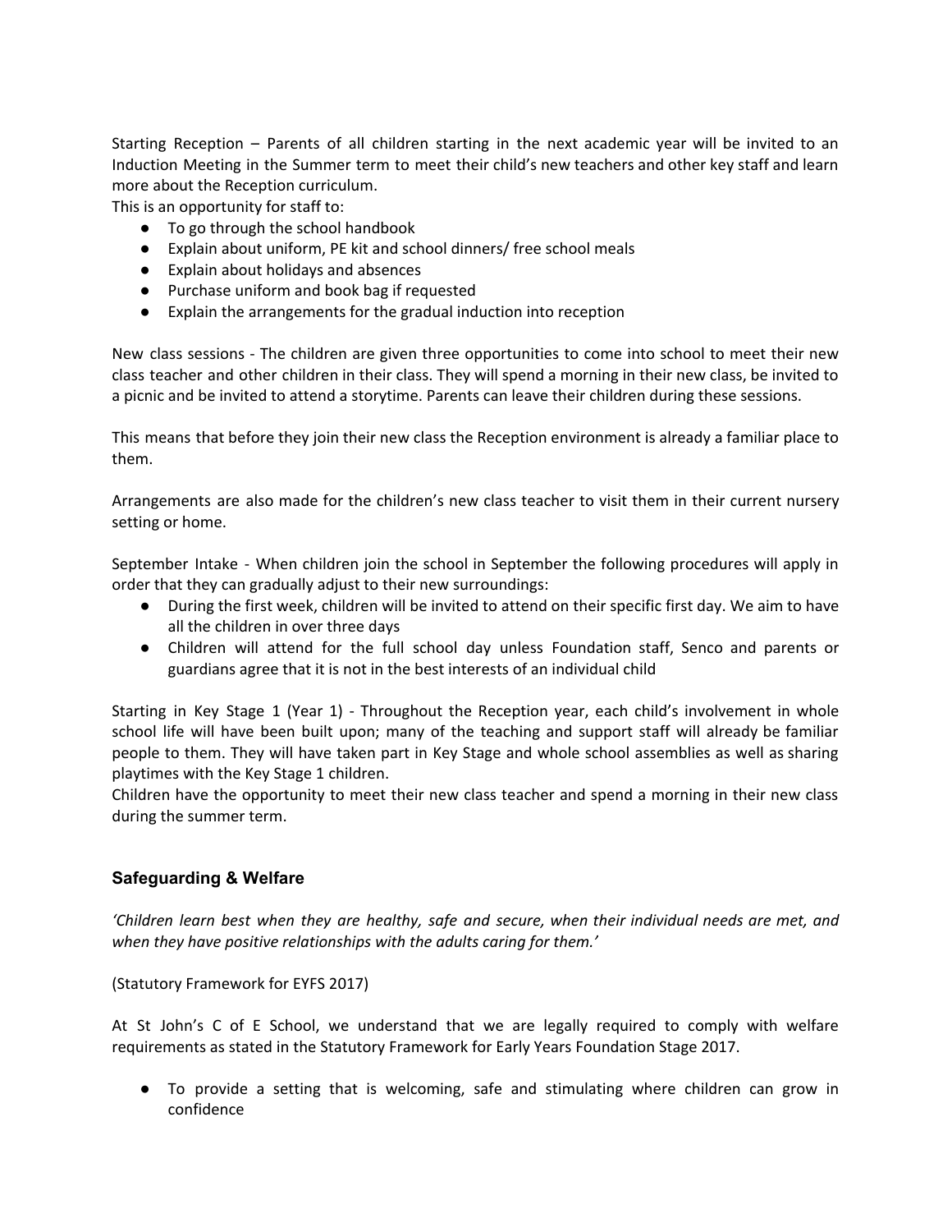Starting Reception – Parents of all children starting in the next academic year will be invited to an Induction Meeting in the Summer term to meet their child's new teachers and other key staff and learn more about the Reception curriculum.

This is an opportunity for staff to:

- To go through the school handbook
- Explain about uniform, PE kit and school dinners/ free school meals
- Explain about holidays and absences
- Purchase uniform and book bag if requested
- Explain the arrangements for the gradual induction into reception

New class sessions - The children are given three opportunities to come into school to meet their new class teacher and other children in their class. They will spend a morning in their new class, be invited to a picnic and be invited to attend a storytime. Parents can leave their children during these sessions.

This means that before they join their new class the Reception environment is already a familiar place to them.

Arrangements are also made for the children's new class teacher to visit them in their current nursery setting or home.

September Intake - When children join the school in September the following procedures will apply in order that they can gradually adjust to their new surroundings:

- During the first week, children will be invited to attend on their specific first day. We aim to have all the children in over three days
- Children will attend for the full school day unless Foundation staff, Senco and parents or guardians agree that it is not in the best interests of an individual child

Starting in Key Stage 1 (Year 1) - Throughout the Reception year, each child's involvement in whole school life will have been built upon; many of the teaching and support staff will already be familiar people to them. They will have taken part in Key Stage and whole school assemblies as well as sharing playtimes with the Key Stage 1 children.

Children have the opportunity to meet their new class teacher and spend a morning in their new class during the summer term.

### Safeguarding & Welfare

*'Children learn best when they are healthy, safe and secure, when their individual needs are met, and when they have positive relationships with the adults caring for them.'*

(Statutory Framework for EYFS 2017)

At St John's C of E School, we understand that we are legally required to comply with welfare requirements as stated in the Statutory Framework for Early Years Foundation Stage 2017.

- To provide a setting that is welcoming, safe and stimulating where children can grow in confidence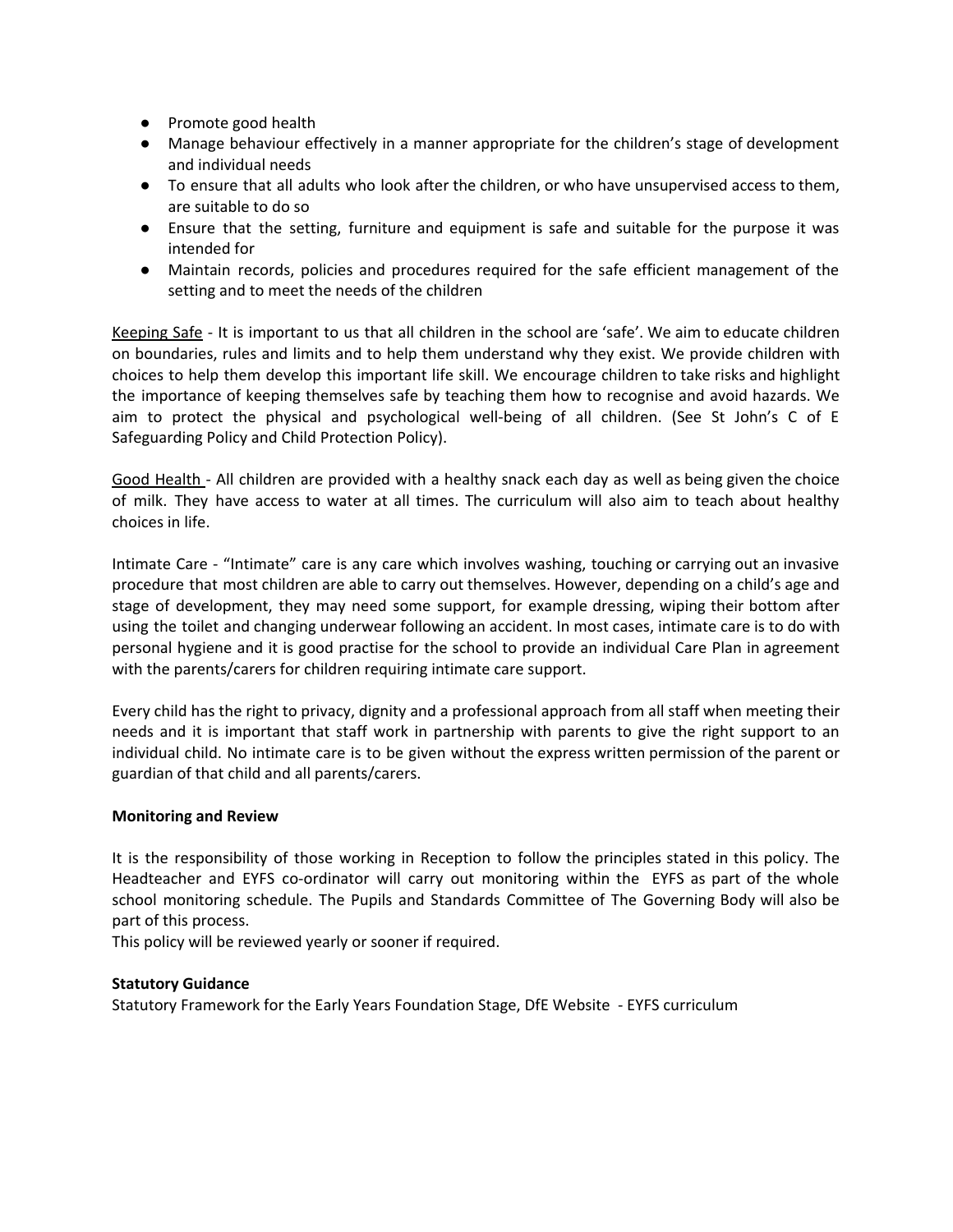- Promote good health
- Manage behaviour effectively in a manner appropriate for the children's stage of development and individual needs
- To ensure that all adults who look after the children, or who have unsupervised access to them, are suitable to do so
- Ensure that the setting, furniture and equipment is safe and suitable for the purpose it was intended for
- Maintain records, policies and procedures required for the safe efficient management of the setting and to meet the needs of the children

<u>Keeping Safe</u> - It is important to us that all children in the school are 'safe'. We aim to educate children on boundaries, rules and limits and to help them understand why they exist. We provide children with choices to help them develop this important life skill. We encourage children to take risks and highlight the importance of keeping themselves safe by teaching them how to recognise and avoid hazards. We aim to protect the physical and psychological well-being of all children. (See St John's C of E Safeguarding Policy and Child Protection Policy).

<u>Good Health</u> - All children are provided with a healthy snack each day as well as being given the choice of milk. They have access to water at all times. The curriculum will also aim to teach about healthy choices in life.

Intimate Care - "Intimate" care is any care which involves washing, touching or carrying out an invasive procedure that most children are able to carry out themselves. However, depending on a child's age and stage of development, they may need some support, for example dressing, wiping their bottom after using the toilet and changing underwear following an accident. In most cases, intimate care is to do with personal hygiene and it is good practise for the school to provide an individual Care Plan in agreement with the parents/carers for children requiring intimate care support.

Every child has the right to privacy, dignity and a professional approach from all staff when meeting their needs and it is important that staff work in partnership with parents to give the right support to an individual child. No intimate care is to be given without the express written permission of the parent or guardian of that child and all parents/carers.

**Monitoring and Review**

It is the responsibility of those working in Reception to follow the principles stated in this policy. The Headteacher and EYFS co-ordinator will carry out monitoring within the EYFS as part of the whole school monitoring schedule. The Pupils and Standards Committee of The Governing Body will also be part of this process.
This policy will be reviewed yearly or sooner if required.

**Statutory Guidance**
Statutory Framework for the Early Years Foundation Stage, DfE Website - EYFS curriculum